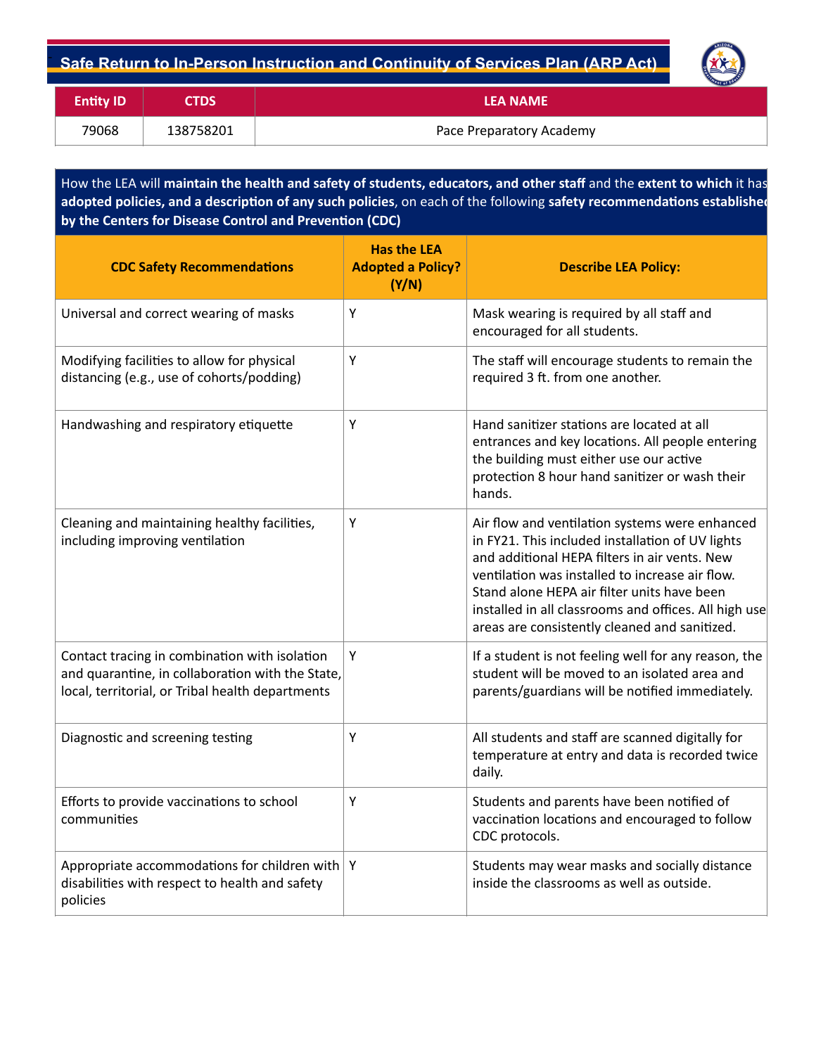# Safe Return to In-Person Instruction and Continuity of Services Plan (ARP Act)

| Entity ID | CTDS | LEA NAME |
|---|---|---|
| 79068 | 138758201 | Pace Preparatory Academy |

How the LEA will **maintain the health and safety of students, educators, and other staff** and the **extent to which** it has **adopted policies, and a description of any such policies**, on each of the following **safety recommendations established by the Centers for Disease Control and Prevention (CDC)**

| CDC Safety Recommendations | Has the LEA Adopted a Policy? (Y/N) | Describe LEA Policy: |
|---|---|---|
| Universal and correct wearing of masks | Y | Mask wearing is required by all staff and encouraged for all students. |
| Modifying facilities to allow for physical distancing (e.g., use of cohorts/podding) | Y | The staff will encourage students to remain the required 3 ft. from one another. |
| Handwashing and respiratory etiquette | Y | Hand sanitizer stations are located at all entrances and key locations. All people entering the building must either use our active protection 8 hour hand sanitizer or wash their hands. |
| Cleaning and maintaining healthy facilities, including improving ventilation | Y | Air flow and ventilation systems were enhanced in FY21. This included installation of UV lights and additional HEPA filters in air vents. New ventilation was installed to increase air flow. Stand alone HEPA air filter units have been installed in all classrooms and offices. All high use areas are consistently cleaned and sanitized. |
| Contact tracing in combination with isolation and quarantine, in collaboration with the State, local, territorial, or Tribal health departments | Y | If a student is not feeling well for any reason, the student will be moved to an isolated area and parents/guardians will be notified immediately. |
| Diagnostic and screening testing | Y | All students and staff are scanned digitally for temperature at entry and data is recorded twice daily. |
| Efforts to provide vaccinations to school communities | Y | Students and parents have been notified of vaccination locations and encouraged to follow CDC protocols. |
| Appropriate accommodations for children with disabilities with respect to health and safety policies | Y | Students may wear masks and socially distance inside the classrooms as well as outside. |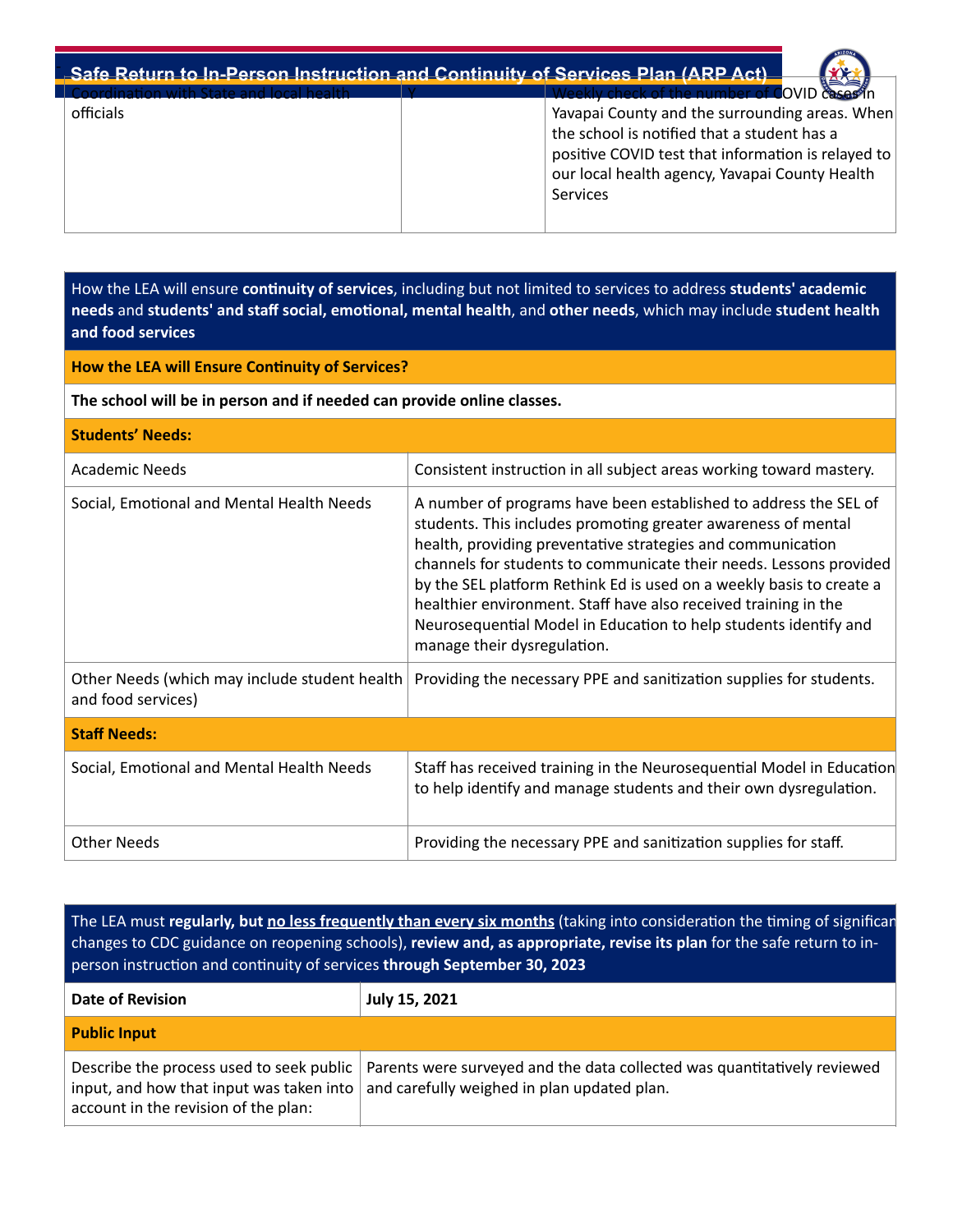| Coordination with State and local health officials | Y | Weekly check of the number of COVID cases in Yavapai County and the surrounding areas. When the school is notified that a student has a positive COVID test that information is relayed to our local health agency, Yavapai County Health Services |
|---|---|---|

| How the LEA will ensure **continuity of services**, including but not limited to services to address **students' academic needs** and **students' and staff social, emotional, mental health**, and **other needs**, which may include **student health and food services** | |
|---|---|
| **How the LEA will Ensure Continuity of Services?** | |
| **The school will be in person and if needed can provide online classes.** | |
| **Students' Needs:** | |
| Academic Needs | Consistent instruction in all subject areas working toward mastery. |
| Social, Emotional and Mental Health Needs | A number of programs have been established to address the SEL of students. This includes promoting greater awareness of mental health, providing preventative strategies and communication channels for students to communicate their needs. Lessons provided by the SEL platform Rethink Ed is used on a weekly basis to create a healthier environment. Staff have also received training in the Neurosequential Model in Education to help students identify and manage their dysregulation. |
| Other Needs (which may include student health and food services) | Providing the necessary PPE and sanitization supplies for students. |
| **Staff Needs:** | |
| Social, Emotional and Mental Health Needs | Staff has received training in the Neurosequential Model in Education to help identify and manage students and their own dysregulation. |
| Other Needs | Providing the necessary PPE and sanitization supplies for staff. |

| The LEA must **regularly, but no less frequently than every six months** (taking into consideration the timing of significant changes to CDC guidance on reopening schools), **review and, as appropriate, revise its plan** for the safe return to in-person instruction and continuity of services **through September 30, 2023** | |
|---|---|
| **Date of Revision** | **July 15, 2021** |
| **Public Input** | |
| Describe the process used to seek public input, and how that input was taken into account in the revision of the plan: | Parents were surveyed and the data collected was quantitatively reviewed and carefully weighed in plan updated plan. |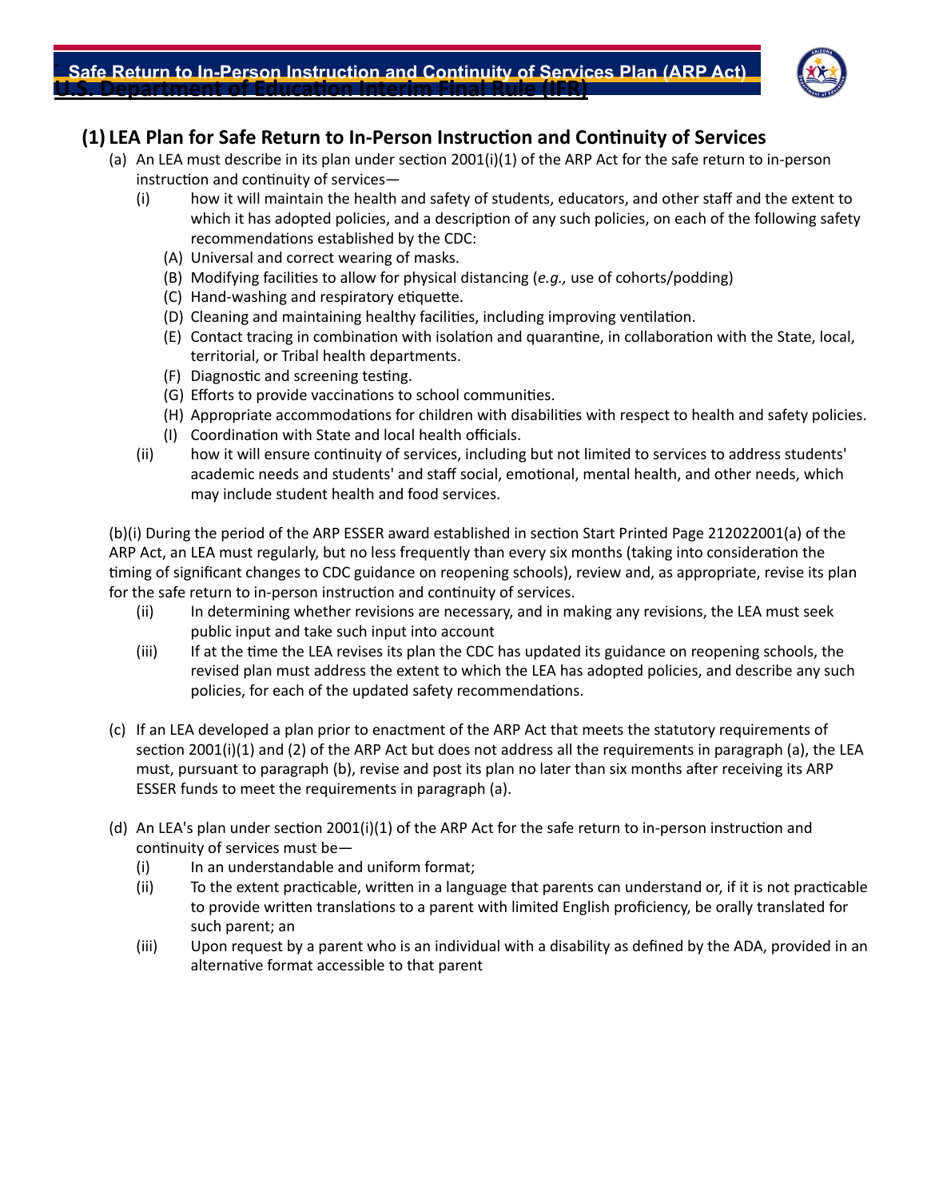## (1) LEA Plan for Safe Return to In-Person Instruction and Continuity of Services

(a) An LEA must describe in its plan under section 2001(i)(1) of the ARP Act for the safe return to in-person instruction and continuity of services—

(i) how it will maintain the health and safety of students, educators, and other staff and the extent to which it has adopted policies, and a description of any such policies, on each of the following safety recommendations established by the CDC:

(A) Universal and correct wearing of masks.
(B) Modifying facilities to allow for physical distancing (*e.g.,* use of cohorts/podding)
(C) Hand-washing and respiratory etiquette.
(D) Cleaning and maintaining healthy facilities, including improving ventilation.
(E) Contact tracing in combination with isolation and quarantine, in collaboration with the State, local, territorial, or Tribal health departments.
(F) Diagnostic and screening testing.
(G) Efforts to provide vaccinations to school communities.
(H) Appropriate accommodations for children with disabilities with respect to health and safety policies.
(I) Coordination with State and local health officials.

(ii) how it will ensure continuity of services, including but not limited to services to address students' academic needs and students' and staff social, emotional, mental health, and other needs, which may include student health and food services.

(b)(i) During the period of the ARP ESSER award established in section Start Printed Page 212022001(a) of the ARP Act, an LEA must regularly, but no less frequently than every six months (taking into consideration the timing of significant changes to CDC guidance on reopening schools), review and, as appropriate, revise its plan for the safe return to in-person instruction and continuity of services.

(ii) In determining whether revisions are necessary, and in making any revisions, the LEA must seek public input and take such input into account

(iii) If at the time the LEA revises its plan the CDC has updated its guidance on reopening schools, the revised plan must address the extent to which the LEA has adopted policies, and describe any such policies, for each of the updated safety recommendations.

(c) If an LEA developed a plan prior to enactment of the ARP Act that meets the statutory requirements of section 2001(i)(1) and (2) of the ARP Act but does not address all the requirements in paragraph (a), the LEA must, pursuant to paragraph (b), revise and post its plan no later than six months after receiving its ARP ESSER funds to meet the requirements in paragraph (a).

(d) An LEA's plan under section 2001(i)(1) of the ARP Act for the safe return to in-person instruction and continuity of services must be—

(i) In an understandable and uniform format;

(ii) To the extent practicable, written in a language that parents can understand or, if it is not practicable to provide written translations to a parent with limited English proficiency, be orally translated for such parent; an

(iii) Upon request by a parent who is an individual with a disability as defined by the ADA, provided in an alternative format accessible to that parent